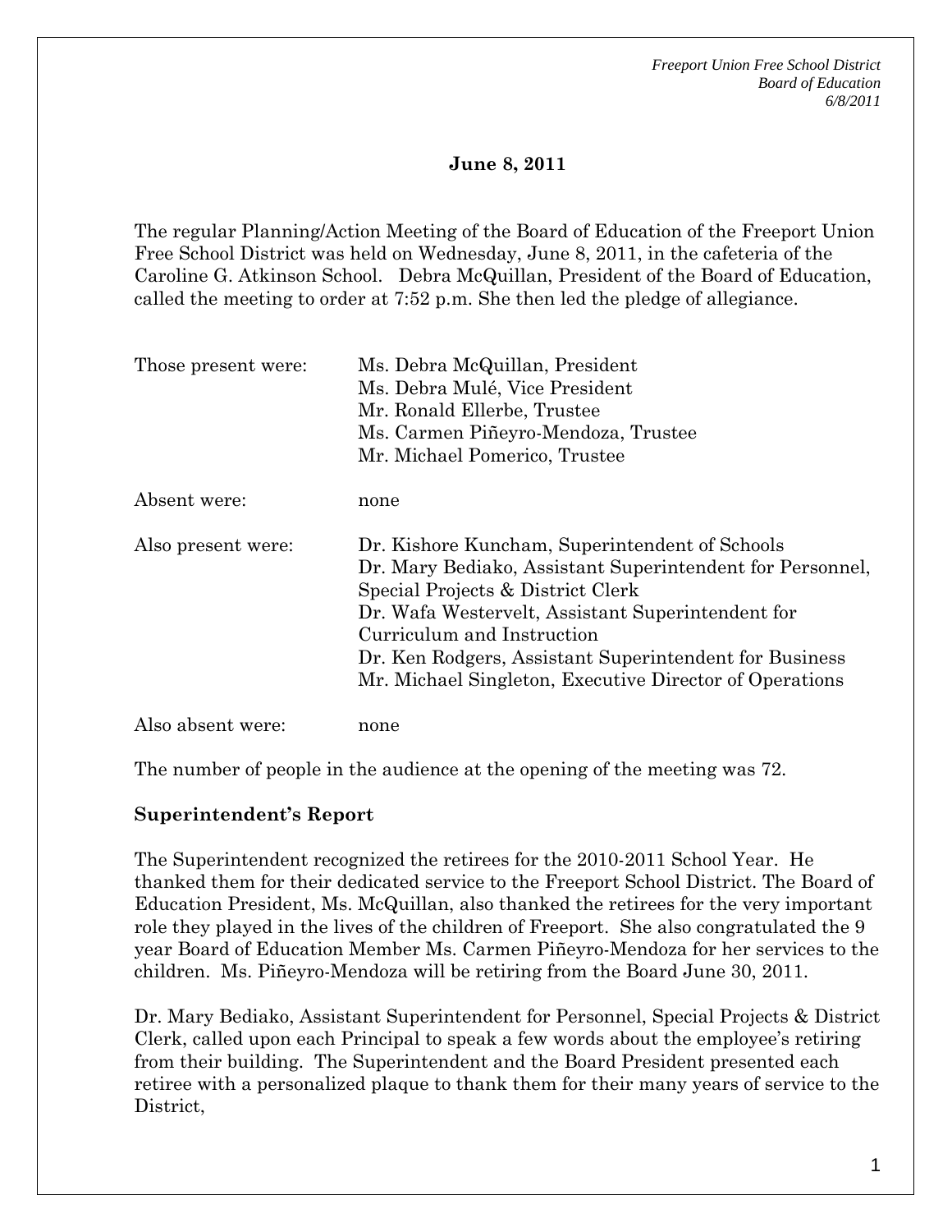**June 8, 2011**

The regular Planning/Action Meeting of the Board of Education of the Freeport Union Free School District was held on Wednesday, June 8, 2011, in the cafeteria of the Caroline G. Atkinson School. Debra McQuillan, President of the Board of Education, called the meeting to order at 7:52 p.m. She then led the pledge of allegiance.

| | |
|---|---|
| Those present were: | Ms. Debra McQuillan, President<br>Ms. Debra Mulé, Vice President<br>Mr. Ronald Ellerbe, Trustee<br>Ms. Carmen Piñeyro-Mendoza, Trustee<br>Mr. Michael Pomerico, Trustee |
| Absent were: | none |
| Also present were: | Dr. Kishore Kuncham, Superintendent of Schools<br>Dr. Mary Bediako, Assistant Superintendent for Personnel, Special Projects & District Clerk<br>Dr. Wafa Westervelt, Assistant Superintendent for Curriculum and Instruction<br>Dr. Ken Rodgers, Assistant Superintendent for Business<br>Mr. Michael Singleton, Executive Director of Operations |
| Also absent were: | none |

The number of people in the audience at the opening of the meeting was 72.

**Superintendent's Report**

The Superintendent recognized the retirees for the 2010-2011 School Year. He thanked them for their dedicated service to the Freeport School District. The Board of Education President, Ms. McQuillan, also thanked the retirees for the very important role they played in the lives of the children of Freeport. She also congratulated the 9 year Board of Education Member Ms. Carmen Piñeyro-Mendoza for her services to the children. Ms. Piñeyro-Mendoza will be retiring from the Board June 30, 2011.

Dr. Mary Bediako, Assistant Superintendent for Personnel, Special Projects & District Clerk, called upon each Principal to speak a few words about the employee's retiring from their building. The Superintendent and the Board President presented each retiree with a personalized plaque to thank them for their many years of service to the District,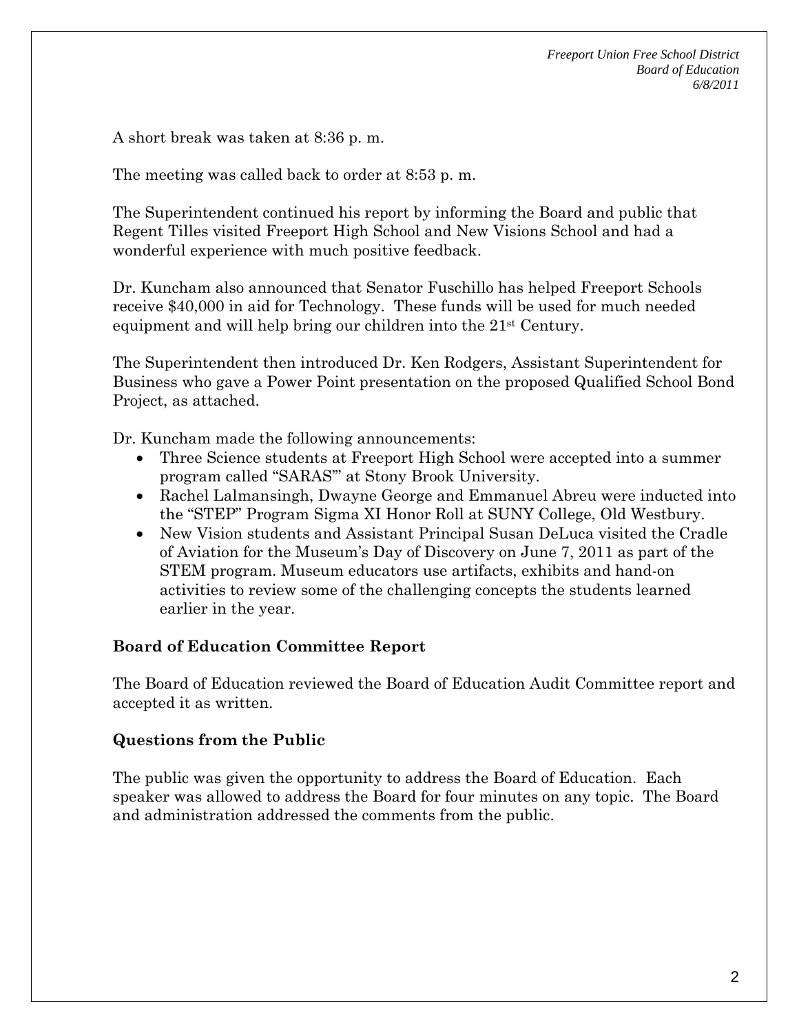A short break was taken at 8:36 p. m.

The meeting was called back to order at 8:53 p. m.

The Superintendent continued his report by informing the Board and public that Regent Tilles visited Freeport High School and New Visions School and had a wonderful experience with much positive feedback.

Dr. Kuncham also announced that Senator Fuschillo has helped Freeport Schools receive $40,000 in aid for Technology. These funds will be used for much needed equipment and will help bring our children into the 21st Century.

The Superintendent then introduced Dr. Ken Rodgers, Assistant Superintendent for Business who gave a Power Point presentation on the proposed Qualified School Bond Project, as attached.

Dr. Kuncham made the following announcements:

- Three Science students at Freeport High School were accepted into a summer program called "SARAS"" at Stony Brook University.
- Rachel Lalmansingh, Dwayne George and Emmanuel Abreu were inducted into the "STEP" Program Sigma XI Honor Roll at SUNY College, Old Westbury.
- New Vision students and Assistant Principal Susan DeLuca visited the Cradle of Aviation for the Museum's Day of Discovery on June 7, 2011 as part of the STEM program. Museum educators use artifacts, exhibits and hand-on activities to review some of the challenging concepts the students learned earlier in the year.

**Board of Education Committee Report**

The Board of Education reviewed the Board of Education Audit Committee report and accepted it as written.

**Questions from the Public**

The public was given the opportunity to address the Board of Education. Each speaker was allowed to address the Board for four minutes on any topic. The Board and administration addressed the comments from the public.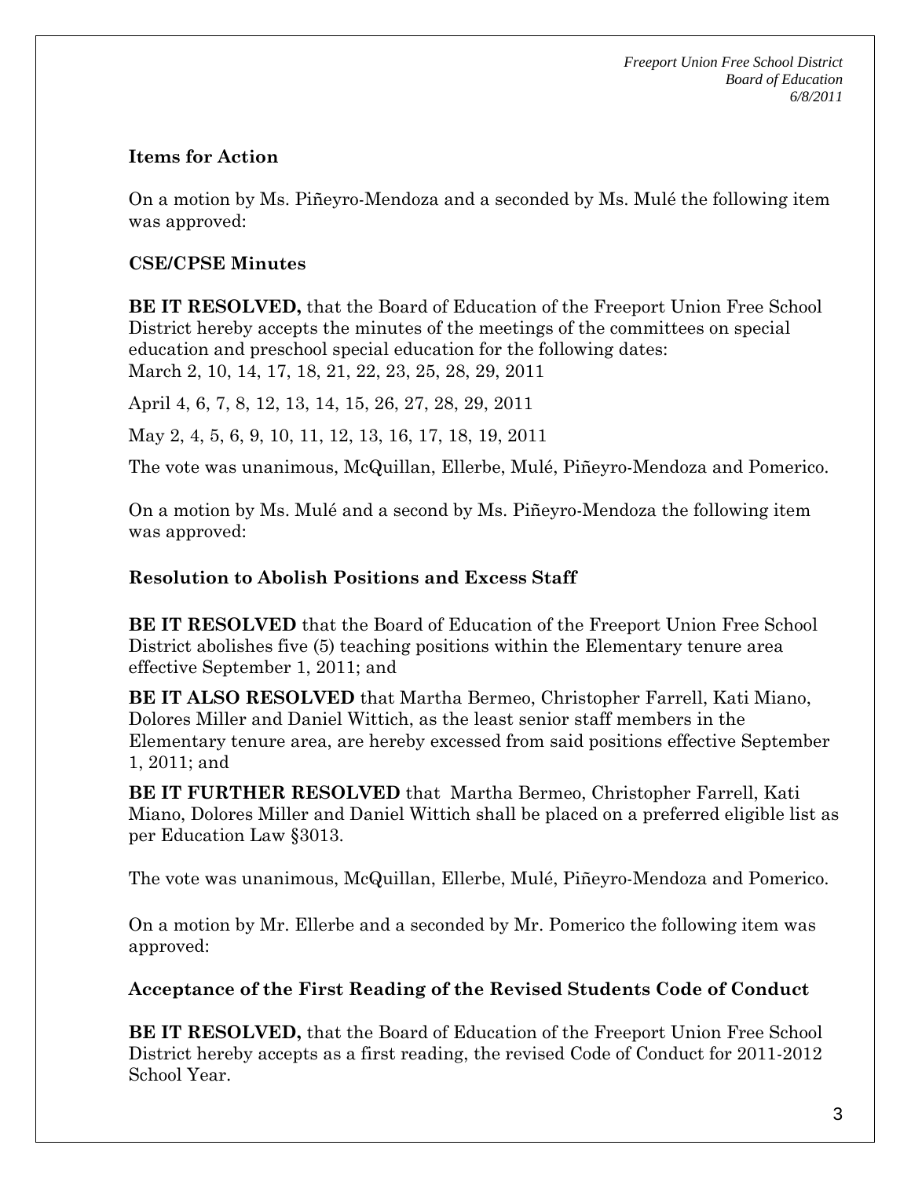**Items for Action**

On a motion by Ms. Piñeyro-Mendoza and a seconded by Ms. Mulé the following item was approved:

**CSE/CPSE Minutes**

**BE IT RESOLVED,** that the Board of Education of the Freeport Union Free School District hereby accepts the minutes of the meetings of the committees on special education and preschool special education for the following dates:
March 2, 10, 14, 17, 18, 21, 22, 23, 25, 28, 29, 2011

April 4, 6, 7, 8, 12, 13, 14, 15, 26, 27, 28, 29, 2011

May 2, 4, 5, 6, 9, 10, 11, 12, 13, 16, 17, 18, 19, 2011

The vote was unanimous, McQuillan, Ellerbe, Mulé, Piñeyro-Mendoza and Pomerico.

On a motion by Ms. Mulé and a second by Ms. Piñeyro-Mendoza the following item was approved:

**Resolution to Abolish Positions and Excess Staff**

**BE IT RESOLVED** that the Board of Education of the Freeport Union Free School District abolishes five (5) teaching positions within the Elementary tenure area effective September 1, 2011; and

**BE IT ALSO RESOLVED** that Martha Bermeo, Christopher Farrell, Kati Miano, Dolores Miller and Daniel Wittich, as the least senior staff members in the Elementary tenure area, are hereby excessed from said positions effective September 1, 2011; and

**BE IT FURTHER RESOLVED** that Martha Bermeo, Christopher Farrell, Kati Miano, Dolores Miller and Daniel Wittich shall be placed on a preferred eligible list as per Education Law §3013.

The vote was unanimous, McQuillan, Ellerbe, Mulé, Piñeyro-Mendoza and Pomerico.

On a motion by Mr. Ellerbe and a seconded by Mr. Pomerico the following item was approved:

**Acceptance of the First Reading of the Revised Students Code of Conduct**

**BE IT RESOLVED,** that the Board of Education of the Freeport Union Free School District hereby accepts as a first reading, the revised Code of Conduct for 2011-2012 School Year.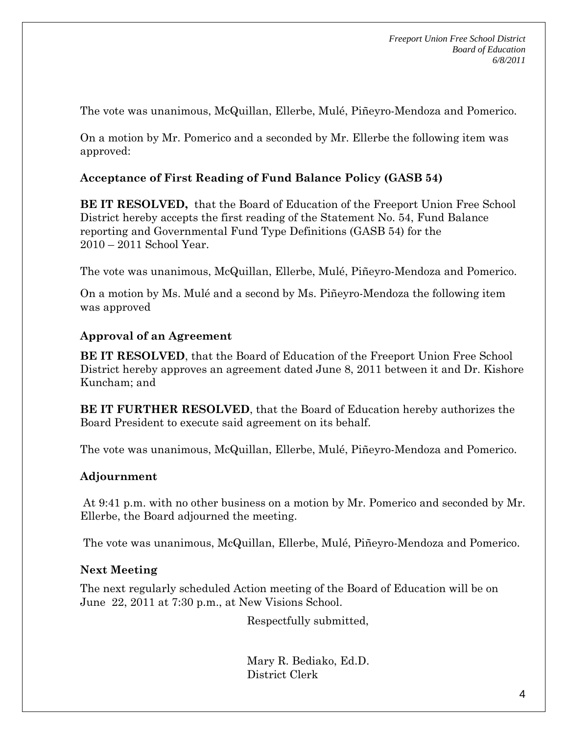The vote was unanimous, McQuillan, Ellerbe, Mulé, Piñeyro-Mendoza and Pomerico.

On a motion by Mr. Pomerico and a seconded by Mr. Ellerbe the following item was approved:

### Acceptance of First Reading of Fund Balance Policy (GASB 54)

**BE IT RESOLVED,** that the Board of Education of the Freeport Union Free School District hereby accepts the first reading of the Statement No. 54, Fund Balance reporting and Governmental Fund Type Definitions (GASB 54) for the 2010 – 2011 School Year.

The vote was unanimous, McQuillan, Ellerbe, Mulé, Piñeyro-Mendoza and Pomerico.

On a motion by Ms. Mulé and a second by Ms. Piñeyro-Mendoza the following item was approved

### Approval of an Agreement

**BE IT RESOLVED**, that the Board of Education of the Freeport Union Free School District hereby approves an agreement dated June 8, 2011 between it and Dr. Kishore Kuncham; and

**BE IT FURTHER RESOLVED**, that the Board of Education hereby authorizes the Board President to execute said agreement on its behalf.

The vote was unanimous, McQuillan, Ellerbe, Mulé, Piñeyro-Mendoza and Pomerico.

### Adjournment

At 9:41 p.m. with no other business on a motion by Mr. Pomerico and seconded by Mr. Ellerbe, the Board adjourned the meeting.

The vote was unanimous, McQuillan, Ellerbe, Mulé, Piñeyro-Mendoza and Pomerico.

### Next Meeting

The next regularly scheduled Action meeting of the Board of Education will be on June 22, 2011 at 7:30 p.m., at New Visions School.

Respectfully submitted,

Mary R. Bediako, Ed.D.
District Clerk